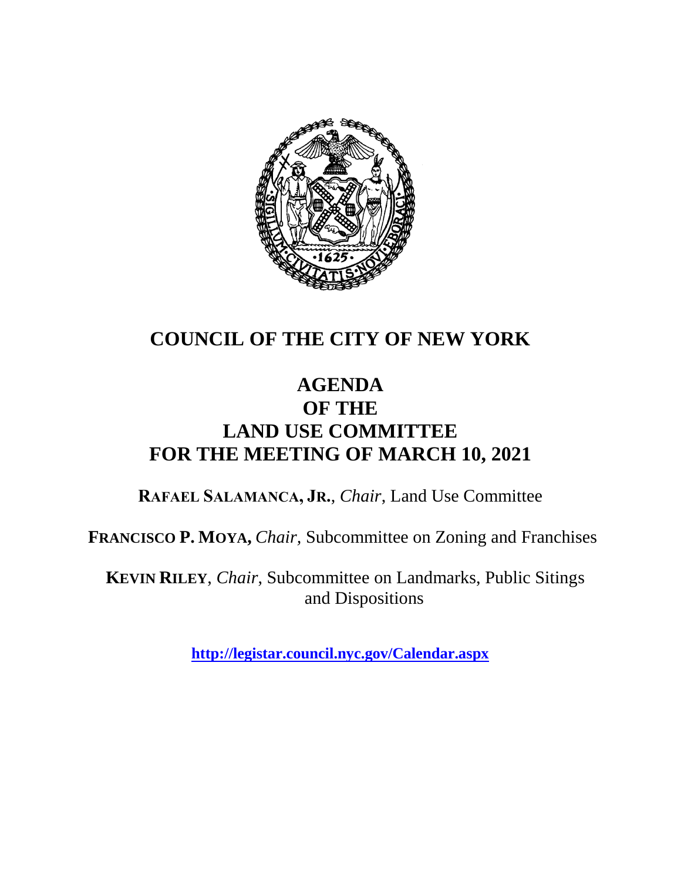# COUNCIL OF THE CITY OF NEW YORK

## AGENDA
## OF THE
## LAND USE COMMITTEE
## FOR THE MEETING OF MARCH 10, 2021

**RAFAEL SALAMANCA, JR.**, *Chair*, Land Use Committee

**FRANCISCO P. MOYA,** *Chair,* Subcommittee on Zoning and Franchises

**KEVIN RILEY**, *Chair*, Subcommittee on Landmarks, Public Sitings and Dispositions

**http://legistar.council.nyc.gov/Calendar.aspx**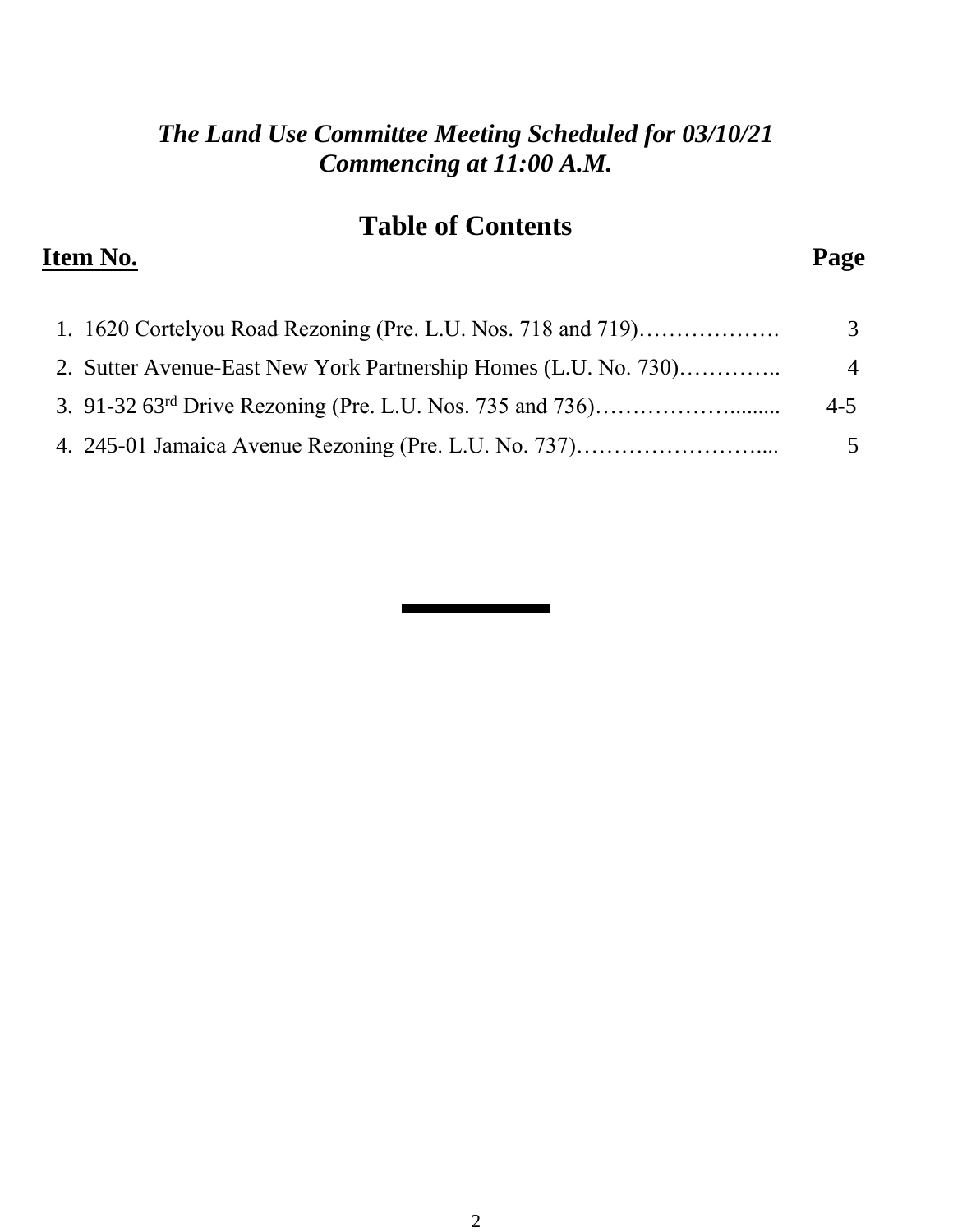***The Land Use Committee Meeting Scheduled for 03/10/21***
***Commencing at 11:00 A.M.***

## Table of Contents

| Item No. | Page |
| --- | --- |
| 1. 1620 Cortelyou Road Rezoning (Pre. L.U. Nos. 718 and 719)………………. | 3 |
| 2. Sutter Avenue-East New York Partnership Homes (L.U. No. 730)………….. | 4 |
| 3. 91-32 63rd Drive Rezoning (Pre. L.U. Nos. 735 and 736)……………….......... | 4-5 |
| 4. 245-01 Jamaica Avenue Rezoning (Pre. L.U. No. 737)…………………….... | 5 |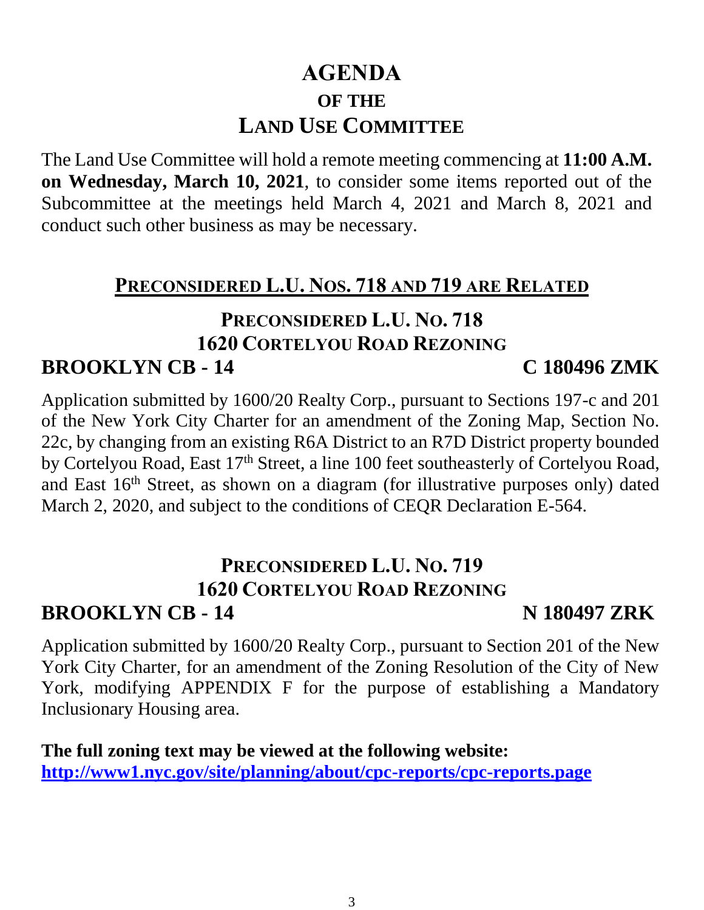# AGENDA
## OF THE
## LAND USE COMMITTEE

The Land Use Committee will hold a remote meeting commencing at **11:00 A.M. on Wednesday, March 10, 2021**, to consider some items reported out of the Subcommittee at the meetings held March 4, 2021 and March 8, 2021 and conduct such other business as may be necessary.

## PRECONSIDERED L.U. NOS. 718 AND 719 ARE RELATED

### PRECONSIDERED L.U. NO. 718
### 1620 CORTELYOU ROAD REZONING
**BROOKLYN CB - 14** **C 180496 ZMK**

Application submitted by 1600/20 Realty Corp., pursuant to Sections 197-c and 201 of the New York City Charter for an amendment of the Zoning Map, Section No. 22c, by changing from an existing R6A District to an R7D District property bounded by Cortelyou Road, East 17th Street, a line 100 feet southeasterly of Cortelyou Road, and East 16th Street, as shown on a diagram (for illustrative purposes only) dated March 2, 2020, and subject to the conditions of CEQR Declaration E-564.

### PRECONSIDERED L.U. NO. 719
### 1620 CORTELYOU ROAD REZONING
**BROOKLYN CB - 14** **N 180497 ZRK**

Application submitted by 1600/20 Realty Corp., pursuant to Section 201 of the New York City Charter, for an amendment of the Zoning Resolution of the City of New York, modifying APPENDIX F for the purpose of establishing a Mandatory Inclusionary Housing area.

**The full zoning text may be viewed at the following website:**
**http://www1.nyc.gov/site/planning/about/cpc-reports/cpc-reports.page**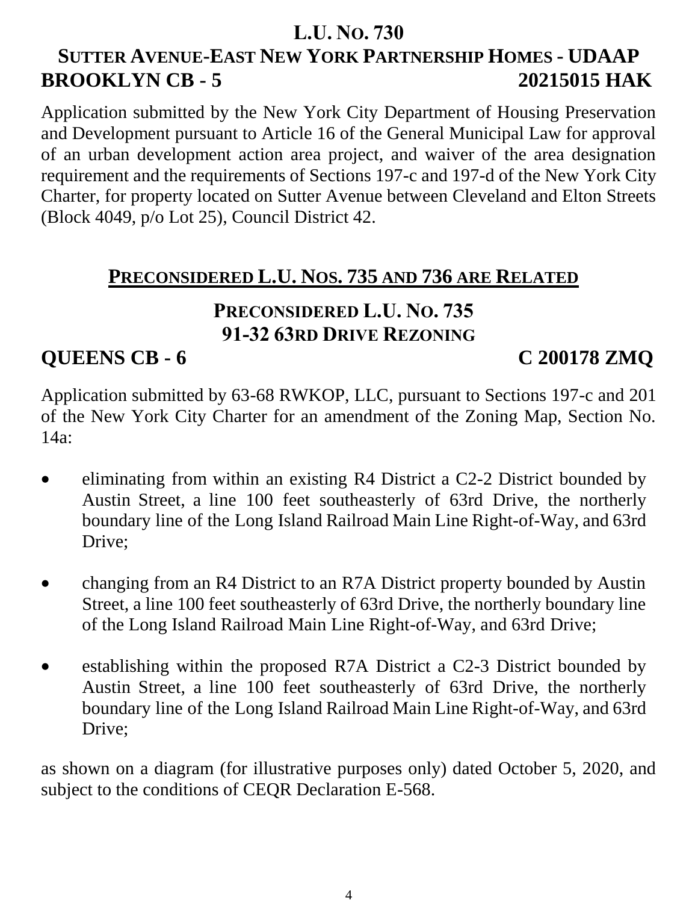## L.U. No. 730

## Sutter Avenue-East New York Partnership Homes - UDAAP

**BROOKLYN CB - 5** **20215015 HAK**

Application submitted by the New York City Department of Housing Preservation and Development pursuant to Article 16 of the General Municipal Law for approval of an urban development action area project, and waiver of the area designation requirement and the requirements of Sections 197-c and 197-d of the New York City Charter, for property located on Sutter Avenue between Cleveland and Elton Streets (Block 4049, p/o Lot 25), Council District 42.

## Preconsidered L.U. Nos. 735 and 736 are Related

## Preconsidered L.U. No. 735

## 91-32 63rd Drive Rezoning

**QUEENS CB - 6** **C 200178 ZMQ**

Application submitted by 63-68 RWKOP, LLC, pursuant to Sections 197-c and 201 of the New York City Charter for an amendment of the Zoning Map, Section No. 14a:

- eliminating from within an existing R4 District a C2-2 District bounded by Austin Street, a line 100 feet southeasterly of 63rd Drive, the northerly boundary line of the Long Island Railroad Main Line Right-of-Way, and 63rd Drive;

- changing from an R4 District to an R7A District property bounded by Austin Street, a line 100 feet southeasterly of 63rd Drive, the northerly boundary line of the Long Island Railroad Main Line Right-of-Way, and 63rd Drive;

- establishing within the proposed R7A District a C2-3 District bounded by Austin Street, a line 100 feet southeasterly of 63rd Drive, the northerly boundary line of the Long Island Railroad Main Line Right-of-Way, and 63rd Drive;

as shown on a diagram (for illustrative purposes only) dated October 5, 2020, and subject to the conditions of CEQR Declaration E-568.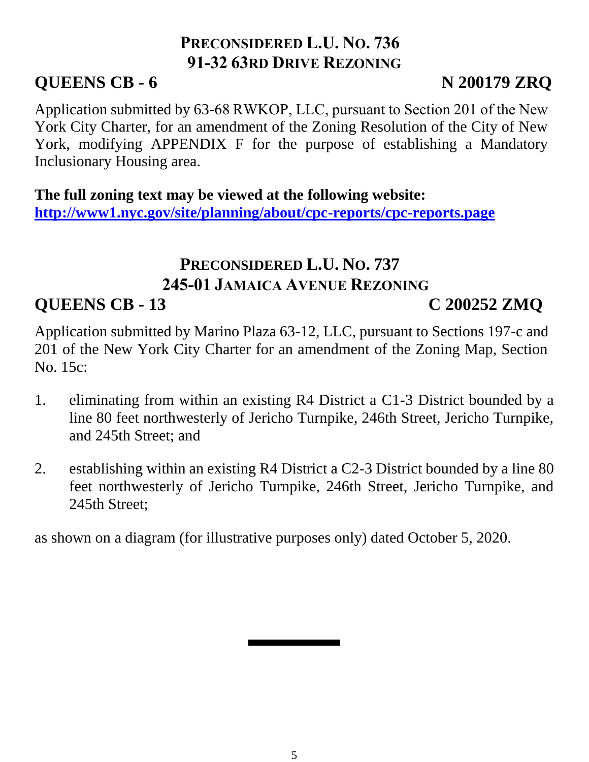## PRECONSIDERED L.U. NO. 736
## 91-32 63RD DRIVE REZONING

**QUEENS CB - 6** **N 200179 ZRQ**

Application submitted by 63-68 RWKOP, LLC, pursuant to Section 201 of the New York City Charter, for an amendment of the Zoning Resolution of the City of New York, modifying APPENDIX F for the purpose of establishing a Mandatory Inclusionary Housing area.

**The full zoning text may be viewed at the following website:**
**http://www1.nyc.gov/site/planning/about/cpc-reports/cpc-reports.page**

## PRECONSIDERED L.U. NO. 737
## 245-01 JAMAICA AVENUE REZONING

**QUEENS CB - 13** **C 200252 ZMQ**

Application submitted by Marino Plaza 63-12, LLC, pursuant to Sections 197-c and 201 of the New York City Charter for an amendment of the Zoning Map, Section No. 15c:

1. eliminating from within an existing R4 District a C1-3 District bounded by a line 80 feet northwesterly of Jericho Turnpike, 246th Street, Jericho Turnpike, and 245th Street; and

2. establishing within an existing R4 District a C2-3 District bounded by a line 80 feet northwesterly of Jericho Turnpike, 246th Street, Jericho Turnpike, and 245th Street;

as shown on a diagram (for illustrative purposes only) dated October 5, 2020.